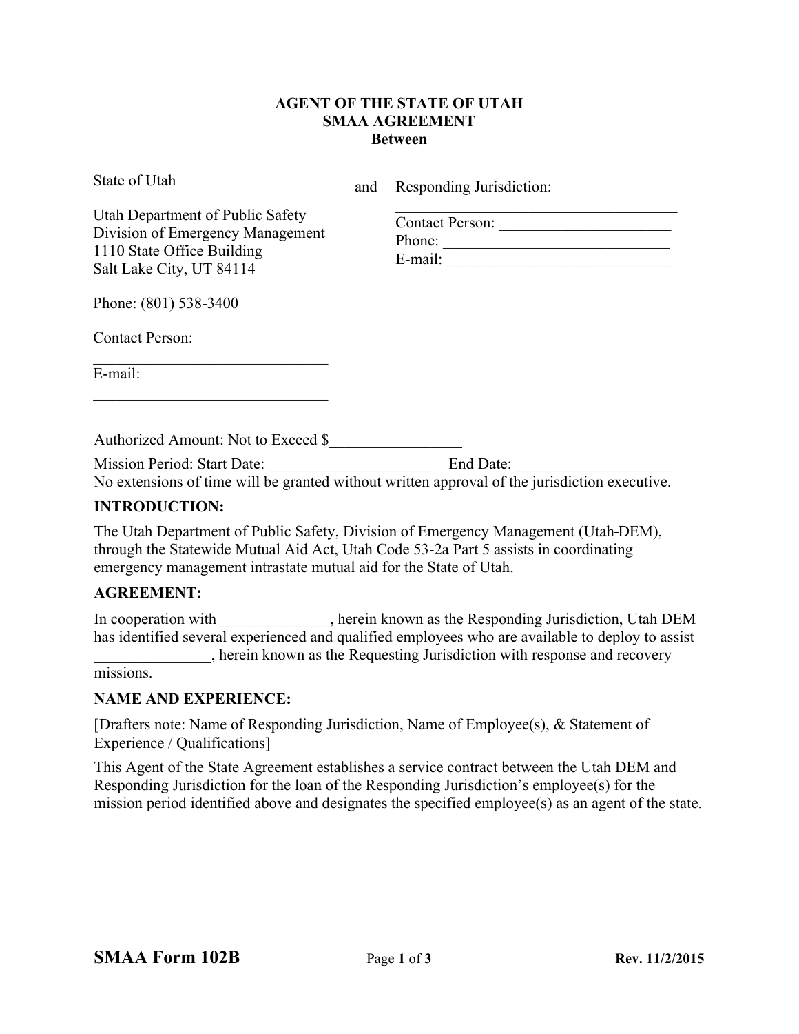**AGENT OF THE STATE OF UTAH**
**SMAA AGREEMENT**
**Between**

State of Utah

Utah Department of Public Safety
Division of Emergency Management
1110 State Office Building
Salt Lake City, UT 84114

Phone: (801) 538-3400

Contact Person: ______________________________

E-mail: ______________________________

and

Responding Jurisdiction: ______________________________________

Contact Person: ______________________
Phone: ______________________________
E-mail: ______________________________

Authorized Amount: Not to Exceed $_________________

Mission Period: Start Date: _____________________ End Date: ___________________
No extensions of time will be granted without written approval of the jurisdiction executive.

**INTRODUCTION:**

The Utah Department of Public Safety, Division of Emergency Management (Utah-DEM), through the Statewide Mutual Aid Act, Utah Code 53-2a Part 5 assists in coordinating emergency management intrastate mutual aid for the State of Utah.

**AGREEMENT:**

In cooperation with ______________, herein known as the Responding Jurisdiction, Utah DEM has identified several experienced and qualified employees who are available to deploy to assist _______________, herein known as the Requesting Jurisdiction with response and recovery missions.

**NAME AND EXPERIENCE:**

[Drafters note: Name of Responding Jurisdiction, Name of Employee(s), & Statement of Experience / Qualifications]

This Agent of the State Agreement establishes a service contract between the Utah DEM and Responding Jurisdiction for the loan of the Responding Jurisdiction's employee(s) for the mission period identified above and designates the specified employee(s) as an agent of the state.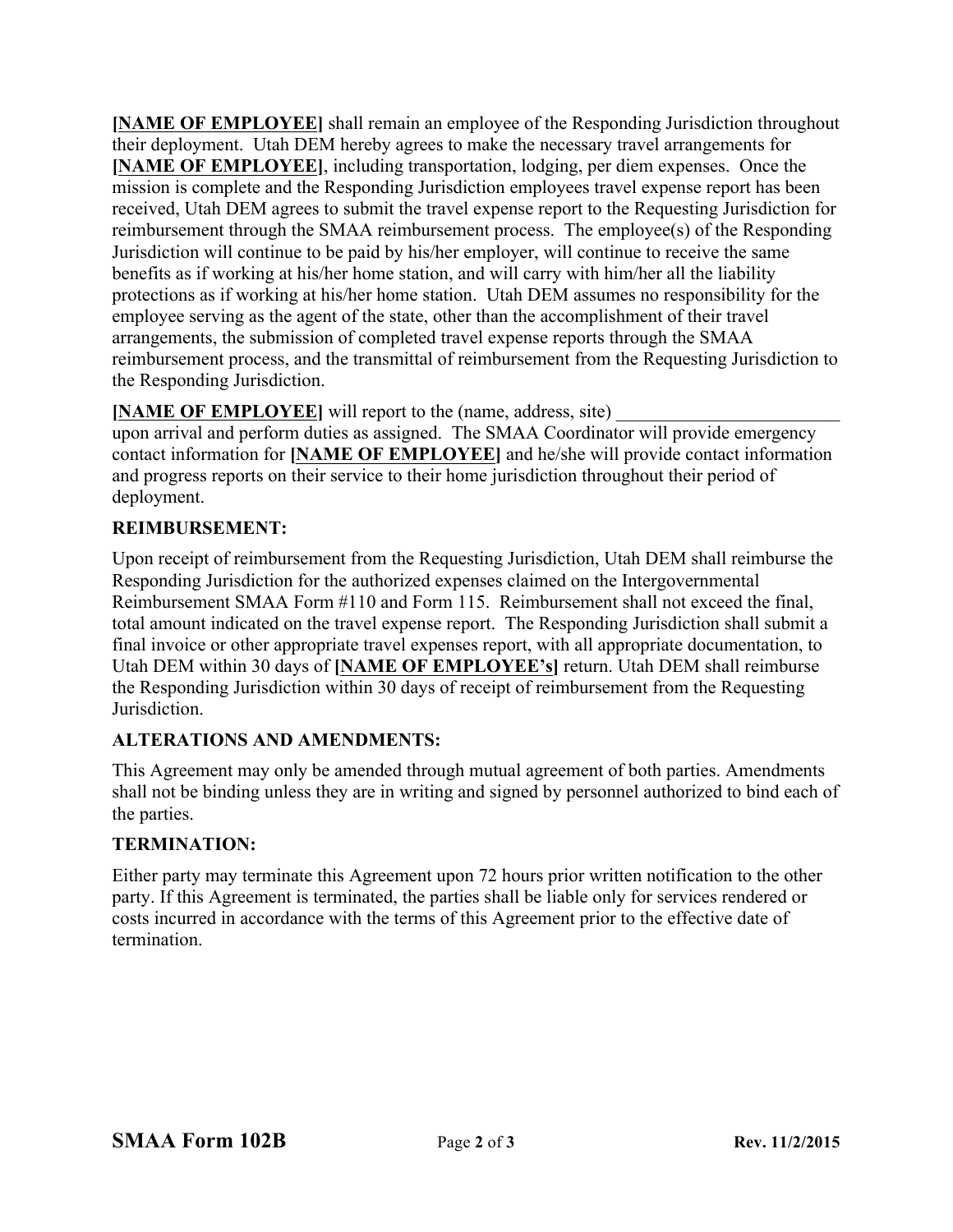**[NAME OF EMPLOYEE]** shall remain an employee of the Responding Jurisdiction throughout their deployment. Utah DEM hereby agrees to make the necessary travel arrangements for **[NAME OF EMPLOYEE]**, including transportation, lodging, per diem expenses. Once the mission is complete and the Responding Jurisdiction employees travel expense report has been received, Utah DEM agrees to submit the travel expense report to the Requesting Jurisdiction for reimbursement through the SMAA reimbursement process. The employee(s) of the Responding Jurisdiction will continue to be paid by his/her employer, will continue to receive the same benefits as if working at his/her home station, and will carry with him/her all the liability protections as if working at his/her home station. Utah DEM assumes no responsibility for the employee serving as the agent of the state, other than the accomplishment of their travel arrangements, the submission of completed travel expense reports through the SMAA reimbursement process, and the transmittal of reimbursement from the Requesting Jurisdiction to the Responding Jurisdiction.

**[NAME OF EMPLOYEE]** will report to the (name, address, site) ________________________ upon arrival and perform duties as assigned. The SMAA Coordinator will provide emergency contact information for **[NAME OF EMPLOYEE]** and he/she will provide contact information and progress reports on their service to their home jurisdiction throughout their period of deployment.

**REIMBURSEMENT:**

Upon receipt of reimbursement from the Requesting Jurisdiction, Utah DEM shall reimburse the Responding Jurisdiction for the authorized expenses claimed on the Intergovernmental Reimbursement SMAA Form #110 and Form 115. Reimbursement shall not exceed the final, total amount indicated on the travel expense report. The Responding Jurisdiction shall submit a final invoice or other appropriate travel expenses report, with all appropriate documentation, to Utah DEM within 30 days of **[NAME OF EMPLOYEE's]** return. Utah DEM shall reimburse the Responding Jurisdiction within 30 days of receipt of reimbursement from the Requesting Jurisdiction.

**ALTERATIONS AND AMENDMENTS:**

This Agreement may only be amended through mutual agreement of both parties. Amendments shall not be binding unless they are in writing and signed by personnel authorized to bind each of the parties.

**TERMINATION:**

Either party may terminate this Agreement upon 72 hours prior written notification to the other party. If this Agreement is terminated, the parties shall be liable only for services rendered or costs incurred in accordance with the terms of this Agreement prior to the effective date of termination.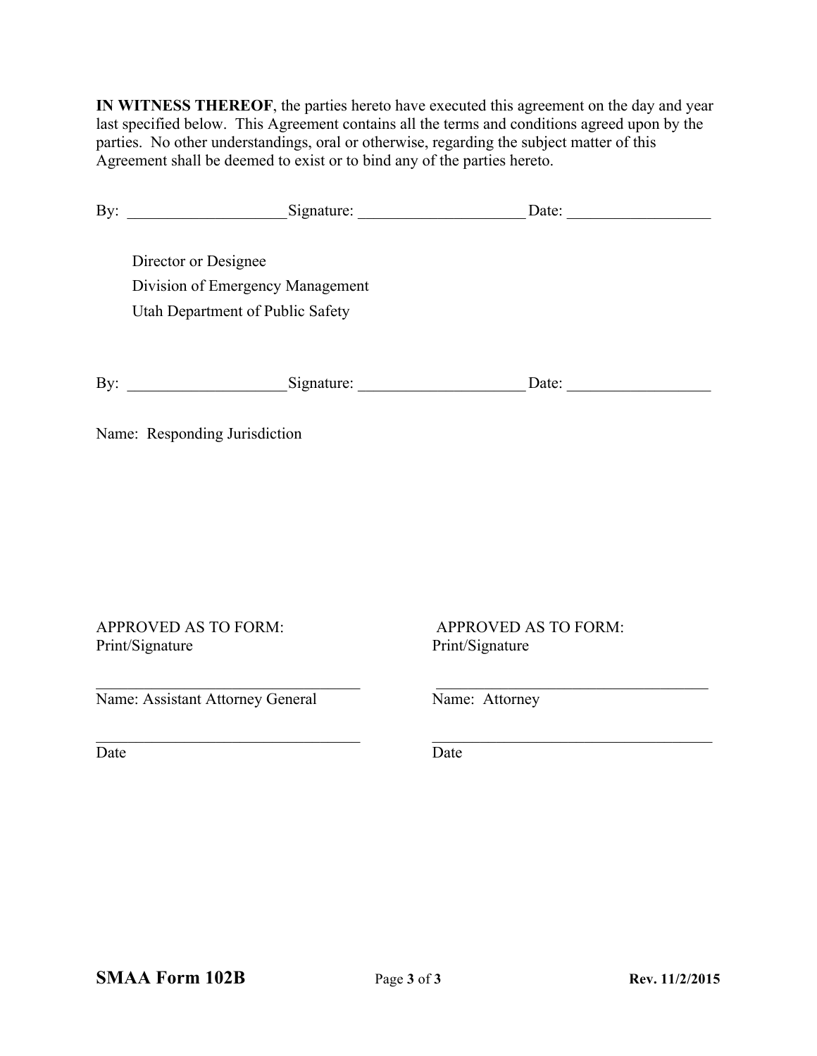**IN WITNESS THEREOF**, the parties hereto have executed this agreement on the day and year last specified below. This Agreement contains all the terms and conditions agreed upon by the parties. No other understandings, oral or otherwise, regarding the subject matter of this Agreement shall be deemed to exist or to bind any of the parties hereto.

By: ____________________ Signature: _____________________ Date: __________________

Director or Designee
Division of Emergency Management
Utah Department of Public Safety

By: ____________________ Signature: _____________________ Date: __________________

Name: Responding Jurisdiction

| | |
|---|---|
| APPROVED AS TO FORM: | APPROVED AS TO FORM: |
| Print/Signature | Print/Signature |
| __________________________________ | __________________________________ |
| Name: Assistant Attorney General | Name: Attorney |
| __________________________________ | __________________________________ |
| Date | Date |

**SMAA Form 102B** **Rev. 11/2/2015**